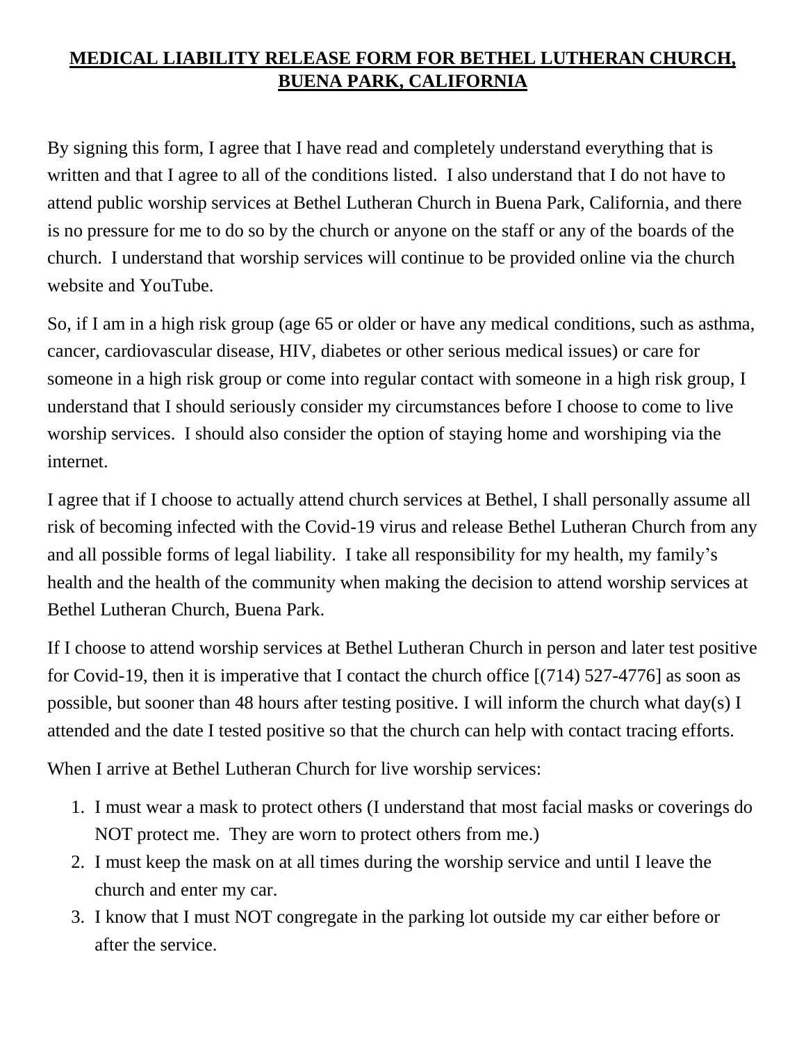# **MEDICAL LIABILITY RELEASE FORM FOR BETHEL LUTHERAN CHURCH, BUENA PARK, CALIFORNIA**

By signing this form, I agree that I have read and completely understand everything that is written and that I agree to all of the conditions listed. I also understand that I do not have to attend public worship services at Bethel Lutheran Church in Buena Park, California, and there is no pressure for me to do so by the church or anyone on the staff or any of the boards of the church. I understand that worship services will continue to be provided online via the church website and YouTube.

So, if I am in a high risk group (age 65 or older or have any medical conditions, such as asthma, cancer, cardiovascular disease, HIV, diabetes or other serious medical issues) or care for someone in a high risk group or come into regular contact with someone in a high risk group, I understand that I should seriously consider my circumstances before I choose to come to live worship services. I should also consider the option of staying home and worshiping via the internet.

I agree that if I choose to actually attend church services at Bethel, I shall personally assume all risk of becoming infected with the Covid-19 virus and release Bethel Lutheran Church from any and all possible forms of legal liability. I take all responsibility for my health, my family's health and the health of the community when making the decision to attend worship services at Bethel Lutheran Church, Buena Park.

If I choose to attend worship services at Bethel Lutheran Church in person and later test positive for Covid-19, then it is imperative that I contact the church office [(714) 527-4776] as soon as possible, but sooner than 48 hours after testing positive. I will inform the church what day(s) I attended and the date I tested positive so that the church can help with contact tracing efforts.

When I arrive at Bethel Lutheran Church for live worship services:

1. I must wear a mask to protect others (I understand that most facial masks or coverings do NOT protect me. They are worn to protect others from me.)
2. I must keep the mask on at all times during the worship service and until I leave the church and enter my car.
3. I know that I must NOT congregate in the parking lot outside my car either before or after the service.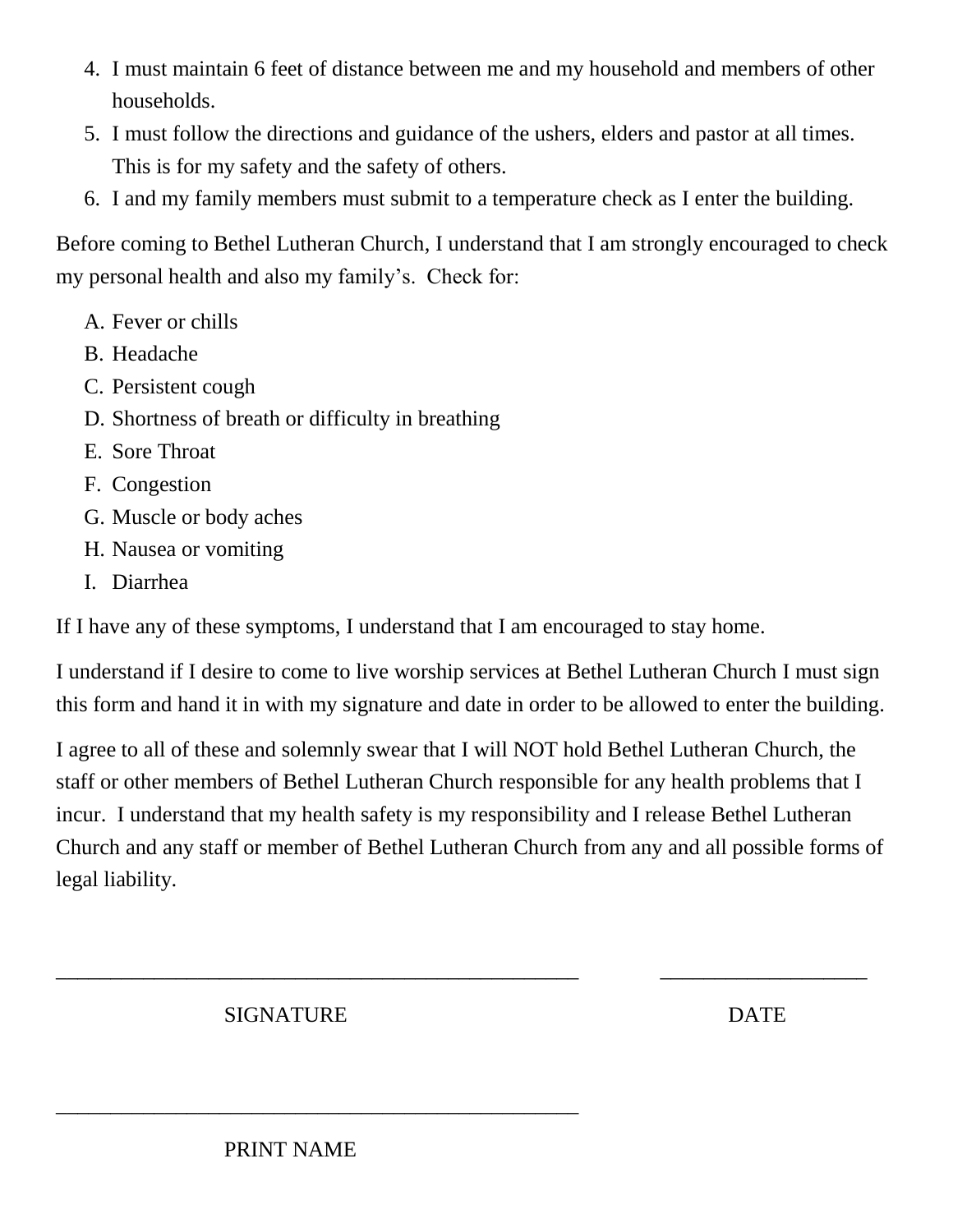4. I must maintain 6 feet of distance between me and my household and members of other households.
5. I must follow the directions and guidance of the ushers, elders and pastor at all times. This is for my safety and the safety of others.
6. I and my family members must submit to a temperature check as I enter the building.

Before coming to Bethel Lutheran Church, I understand that I am strongly encouraged to check my personal health and also my family's. Check for:

A. Fever or chills
B. Headache
C. Persistent cough
D. Shortness of breath or difficulty in breathing
E. Sore Throat
F. Congestion
G. Muscle or body aches
H. Nausea or vomiting
I. Diarrhea

If I have any of these symptoms, I understand that I am encouraged to stay home.

I understand if I desire to come to live worship services at Bethel Lutheran Church I must sign this form and hand it in with my signature and date in order to be allowed to enter the building.

I agree to all of these and solemnly swear that I will NOT hold Bethel Lutheran Church, the staff or other members of Bethel Lutheran Church responsible for any health problems that I incur. I understand that my health safety is my responsibility and I release Bethel Lutheran Church and any staff or member of Bethel Lutheran Church from any and all possible forms of legal liability.

\_\_\_\_\_\_\_\_\_\_\_\_\_\_\_\_\_\_\_\_\_\_\_\_\_\_\_\_\_\_\_\_\_\_\_\_\_\_\_\_\_\_\_\_\_\_\_\_\_\_ \_\_\_\_\_\_\_\_\_\_\_\_\_\_\_\_\_\_\_\_

SIGNATURE DATE

\_\_\_\_\_\_\_\_\_\_\_\_\_\_\_\_\_\_\_\_\_\_\_\_\_\_\_\_\_\_\_\_\_\_\_\_\_\_\_\_\_\_\_\_\_\_\_\_\_\_

PRINT NAME